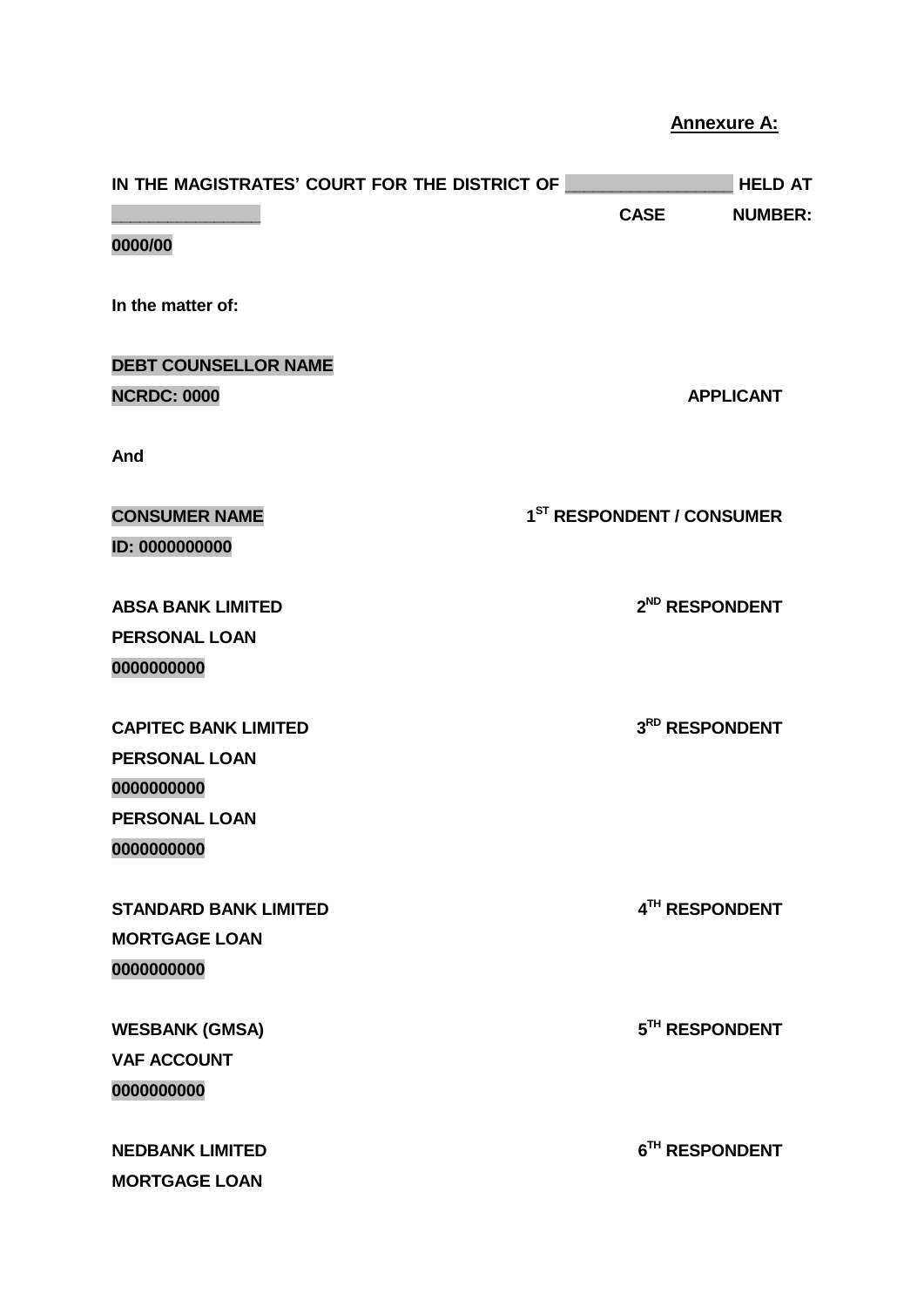**Annexure A:**

**IN THE MAGISTRATES' COURT FOR THE DISTRICT OF \_\_\_\_\_\_\_\_\_\_\_\_\_\_\_\_\_\_ HELD AT \_\_\_\_\_\_\_\_\_\_\_\_\_\_\_\_\_ CASE NUMBER: 0000/00**

**In the matter of:**

**DEBT COUNSELLOR NAME**
**NCRDC: 0000** **APPLICANT**

**And**

**CONSUMER NAME** **1ST RESPONDENT / CONSUMER**
**ID: 0000000000**

**ABSA BANK LIMITED** **2ND RESPONDENT**
**PERSONAL LOAN**
**0000000000**

**CAPITEC BANK LIMITED** **3RD RESPONDENT**
**PERSONAL LOAN**
**0000000000**
**PERSONAL LOAN**
**0000000000**

**STANDARD BANK LIMITED** **4TH RESPONDENT**
**MORTGAGE LOAN**
**0000000000**

**WESBANK (GMSA)** **5TH RESPONDENT**
**VAF ACCOUNT**
**0000000000**

**NEDBANK LIMITED** **6TH RESPONDENT**
**MORTGAGE LOAN**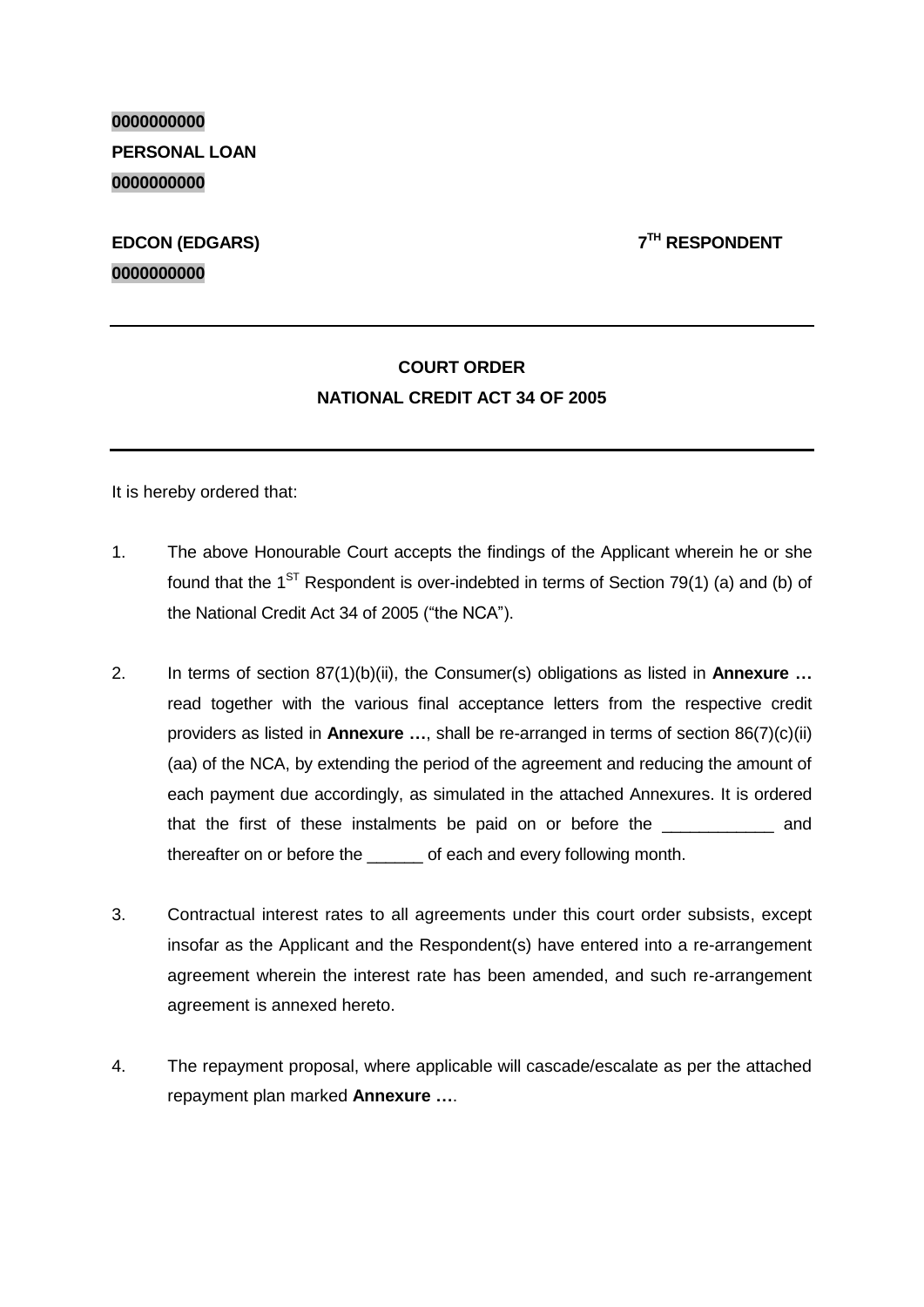**0000000000**

**PERSONAL LOAN**

**0000000000**

**EDCON (EDGARS)** **7TH RESPONDENT**

**0000000000**

---

**COURT ORDER**

**NATIONAL CREDIT ACT 34 OF 2005**

---

It is hereby ordered that:

1. The above Honourable Court accepts the findings of the Applicant wherein he or she found that the 1ST Respondent is over-indebted in terms of Section 79(1) (a) and (b) of the National Credit Act 34 of 2005 ("the NCA").

2. In terms of section 87(1)(b)(ii), the Consumer(s) obligations as listed in **Annexure …** read together with the various final acceptance letters from the respective credit providers as listed in **Annexure …**, shall be re-arranged in terms of section 86(7)(c)(ii)(aa) of the NCA, by extending the period of the agreement and reducing the amount of each payment due accordingly, as simulated in the attached Annexures. It is ordered that the first of these instalments be paid on or before the ____________ and thereafter on or before the ______ of each and every following month.

3. Contractual interest rates to all agreements under this court order subsists, except insofar as the Applicant and the Respondent(s) have entered into a re-arrangement agreement wherein the interest rate has been amended, and such re-arrangement agreement is annexed hereto.

4. The repayment proposal, where applicable will cascade/escalate as per the attached repayment plan marked **Annexure …**.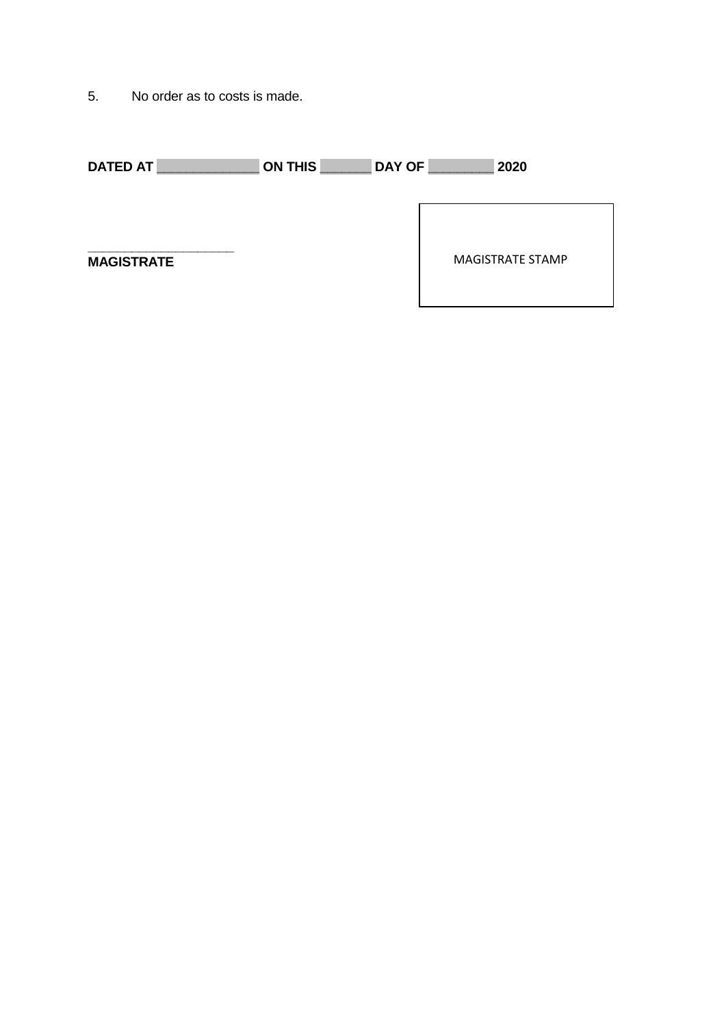5. No order as to costs is made.

**DATED AT _____________ ON THIS ______ DAY OF ________ 2020**

_____________________

**MAGISTRATE**

MAGISTRATE STAMP